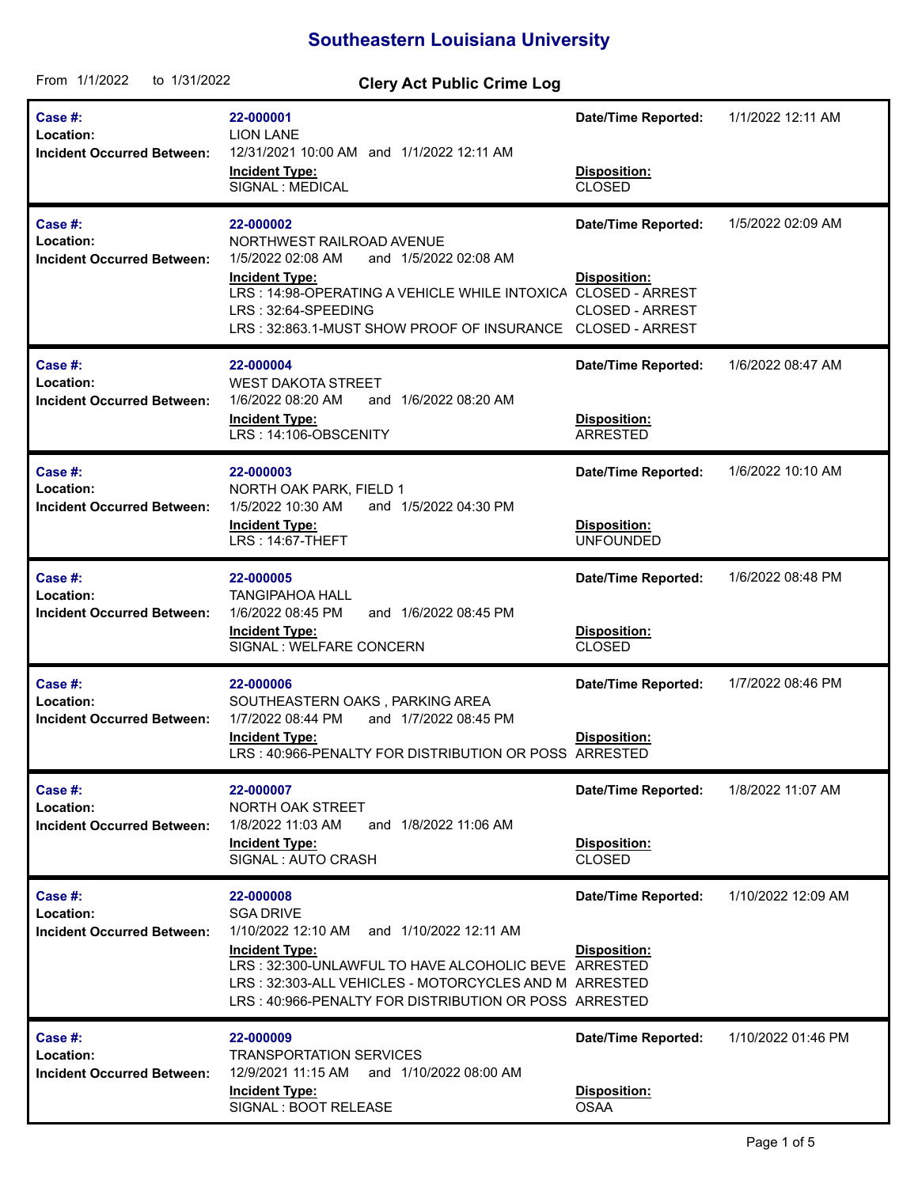# Southeastern Louisiana University

From 1/1/2022 to 1/31/2022

## Clery Act Public Crime Log

| Case #: | 22-000001 | Date/Time Reported: | 1/1/2022 12:11 AM |
|---|---|---|---|
| Location: | LION LANE | | |
| Incident Occurred Between: | 12/31/2021 10:00 AM and 1/1/2022 12:11 AM | | |
| | **Incident Type:** | **Disposition:** | |
| | SIGNAL : MEDICAL | CLOSED | |

| Case #: | 22-000002 | Date/Time Reported: | 1/5/2022 02:09 AM |
|---|---|---|---|
| Location: | NORTHWEST RAILROAD AVENUE | | |
| Incident Occurred Between: | 1/5/2022 02:08 AM and 1/5/2022 02:08 AM | | |
| | **Incident Type:** | **Disposition:** | |
| | LRS : 14:98-OPERATING A VEHICLE WHILE INTOXICA | CLOSED - ARREST | |
| | LRS : 32:64-SPEEDING | CLOSED - ARREST | |
| | LRS : 32:863.1-MUST SHOW PROOF OF INSURANCE | CLOSED - ARREST | |

| Case #: | 22-000004 | Date/Time Reported: | 1/6/2022 08:47 AM |
|---|---|---|---|
| Location: | WEST DAKOTA STREET | | |
| Incident Occurred Between: | 1/6/2022 08:20 AM and 1/6/2022 08:20 AM | | |
| | **Incident Type:** | **Disposition:** | |
| | LRS : 14:106-OBSCENITY | ARRESTED | |

| Case #: | 22-000003 | Date/Time Reported: | 1/6/2022 10:10 AM |
|---|---|---|---|
| Location: | NORTH OAK PARK, FIELD 1 | | |
| Incident Occurred Between: | 1/5/2022 10:30 AM and 1/5/2022 04:30 PM | | |
| | **Incident Type:** | **Disposition:** | |
| | LRS : 14:67-THEFT | UNFOUNDED | |

| Case #: | 22-000005 | Date/Time Reported: | 1/6/2022 08:48 PM |
|---|---|---|---|
| Location: | TANGIPAHOA HALL | | |
| Incident Occurred Between: | 1/6/2022 08:45 PM and 1/6/2022 08:45 PM | | |
| | **Incident Type:** | **Disposition:** | |
| | SIGNAL : WELFARE CONCERN | CLOSED | |

| Case #: | 22-000006 | Date/Time Reported: | 1/7/2022 08:46 PM |
|---|---|---|---|
| Location: | SOUTHEASTERN OAKS , PARKING AREA | | |
| Incident Occurred Between: | 1/7/2022 08:44 PM and 1/7/2022 08:45 PM | | |
| | **Incident Type:** | **Disposition:** | |
| | LRS : 40:966-PENALTY FOR DISTRIBUTION OR POSS | ARRESTED | |

| Case #: | 22-000007 | Date/Time Reported: | 1/8/2022 11:07 AM |
|---|---|---|---|
| Location: | NORTH OAK STREET | | |
| Incident Occurred Between: | 1/8/2022 11:03 AM and 1/8/2022 11:06 AM | | |
| | **Incident Type:** | **Disposition:** | |
| | SIGNAL : AUTO CRASH | CLOSED | |

| Case #: | 22-000008 | Date/Time Reported: | 1/10/2022 12:09 AM |
|---|---|---|---|
| Location: | SGA DRIVE | | |
| Incident Occurred Between: | 1/10/2022 12:10 AM and 1/10/2022 12:11 AM | | |
| | **Incident Type:** | **Disposition:** | |
| | LRS : 32:300-UNLAWFUL TO HAVE ALCOHOLIC BEVE | ARRESTED | |
| | LRS : 32:303-ALL VEHICLES - MOTORCYCLES AND M | ARRESTED | |
| | LRS : 40:966-PENALTY FOR DISTRIBUTION OR POSS | ARRESTED | |

| Case #: | 22-000009 | Date/Time Reported: | 1/10/2022 01:46 PM |
|---|---|---|---|
| Location: | TRANSPORTATION SERVICES | | |
| Incident Occurred Between: | 12/9/2021 11:15 AM and 1/10/2022 08:00 AM | | |
| | **Incident Type:** | **Disposition:** | |
| | SIGNAL : BOOT RELEASE | OSAA | |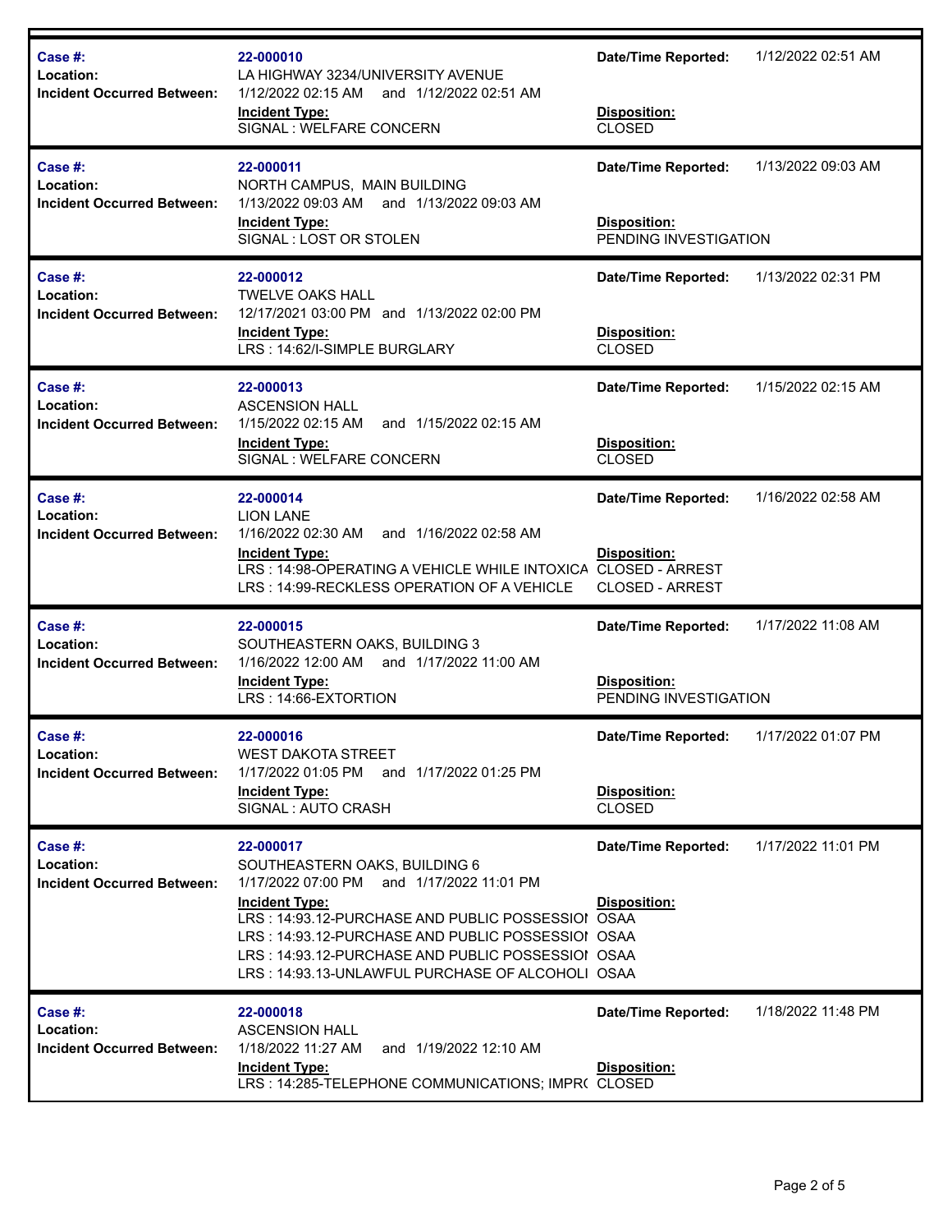| Case #: | 22-000010 | Date/Time Reported: | 1/12/2022 02:51 AM |
|---|---|---|---|
| Location: | LA HIGHWAY 3234/UNIVERSITY AVENUE | | |
| Incident Occurred Between: | 1/12/2022 02:15 AM and 1/12/2022 02:51 AM | | |
| | **Incident Type:** | **Disposition:** | |
| | SIGNAL : WELFARE CONCERN | CLOSED | |

| Case #: | 22-000011 | Date/Time Reported: | 1/13/2022 09:03 AM |
|---|---|---|---|
| Location: | NORTH CAMPUS, MAIN BUILDING | | |
| Incident Occurred Between: | 1/13/2022 09:03 AM and 1/13/2022 09:03 AM | | |
| | **Incident Type:** | **Disposition:** | |
| | SIGNAL : LOST OR STOLEN | PENDING INVESTIGATION | |

| Case #: | 22-000012 | Date/Time Reported: | 1/13/2022 02:31 PM |
|---|---|---|---|
| Location: | TWELVE OAKS HALL | | |
| Incident Occurred Between: | 12/17/2021 03:00 PM and 1/13/2022 02:00 PM | | |
| | **Incident Type:** | **Disposition:** | |
| | LRS : 14:62/I-SIMPLE BURGLARY | CLOSED | |

| Case #: | 22-000013 | Date/Time Reported: | 1/15/2022 02:15 AM |
|---|---|---|---|
| Location: | ASCENSION HALL | | |
| Incident Occurred Between: | 1/15/2022 02:15 AM and 1/15/2022 02:15 AM | | |
| | **Incident Type:** | **Disposition:** | |
| | SIGNAL : WELFARE CONCERN | CLOSED | |

| Case #: | 22-000014 | Date/Time Reported: | 1/16/2022 02:58 AM |
|---|---|---|---|
| Location: | LION LANE | | |
| Incident Occurred Between: | 1/16/2022 02:30 AM and 1/16/2022 02:58 AM | | |
| | **Incident Type:** | **Disposition:** | |
| | LRS : 14:98-OPERATING A VEHICLE WHILE INTOXICA | CLOSED - ARREST | |
| | LRS : 14:99-RECKLESS OPERATION OF A VEHICLE | CLOSED - ARREST | |

| Case #: | 22-000015 | Date/Time Reported: | 1/17/2022 11:08 AM |
|---|---|---|---|
| Location: | SOUTHEASTERN OAKS, BUILDING 3 | | |
| Incident Occurred Between: | 1/16/2022 12:00 AM and 1/17/2022 11:00 AM | | |
| | **Incident Type:** | **Disposition:** | |
| | LRS : 14:66-EXTORTION | PENDING INVESTIGATION | |

| Case #: | 22-000016 | Date/Time Reported: | 1/17/2022 01:07 PM |
|---|---|---|---|
| Location: | WEST DAKOTA STREET | | |
| Incident Occurred Between: | 1/17/2022 01:05 PM and 1/17/2022 01:25 PM | | |
| | **Incident Type:** | **Disposition:** | |
| | SIGNAL : AUTO CRASH | CLOSED | |

| Case #: | 22-000017 | Date/Time Reported: | 1/17/2022 11:01 PM |
|---|---|---|---|
| Location: | SOUTHEASTERN OAKS, BUILDING 6 | | |
| Incident Occurred Between: | 1/17/2022 07:00 PM and 1/17/2022 11:01 PM | | |
| | **Incident Type:** | **Disposition:** | |
| | LRS : 14:93.12-PURCHASE AND PUBLIC POSSESSIO | OSAA | |
| | LRS : 14:93.12-PURCHASE AND PUBLIC POSSESSIO | OSAA | |
| | LRS : 14:93.12-PURCHASE AND PUBLIC POSSESSIO | OSAA | |
| | LRS : 14:93.13-UNLAWFUL PURCHASE OF ALCOHOLI | OSAA | |

| Case #: | 22-000018 | Date/Time Reported: | 1/18/2022 11:48 PM |
|---|---|---|---|
| Location: | ASCENSION HALL | | |
| Incident Occurred Between: | 1/18/2022 11:27 AM and 1/19/2022 12:10 AM | | |
| | **Incident Type:** | **Disposition:** | |
| | LRS : 14:285-TELEPHONE COMMUNICATIONS; IMPR( | CLOSED | |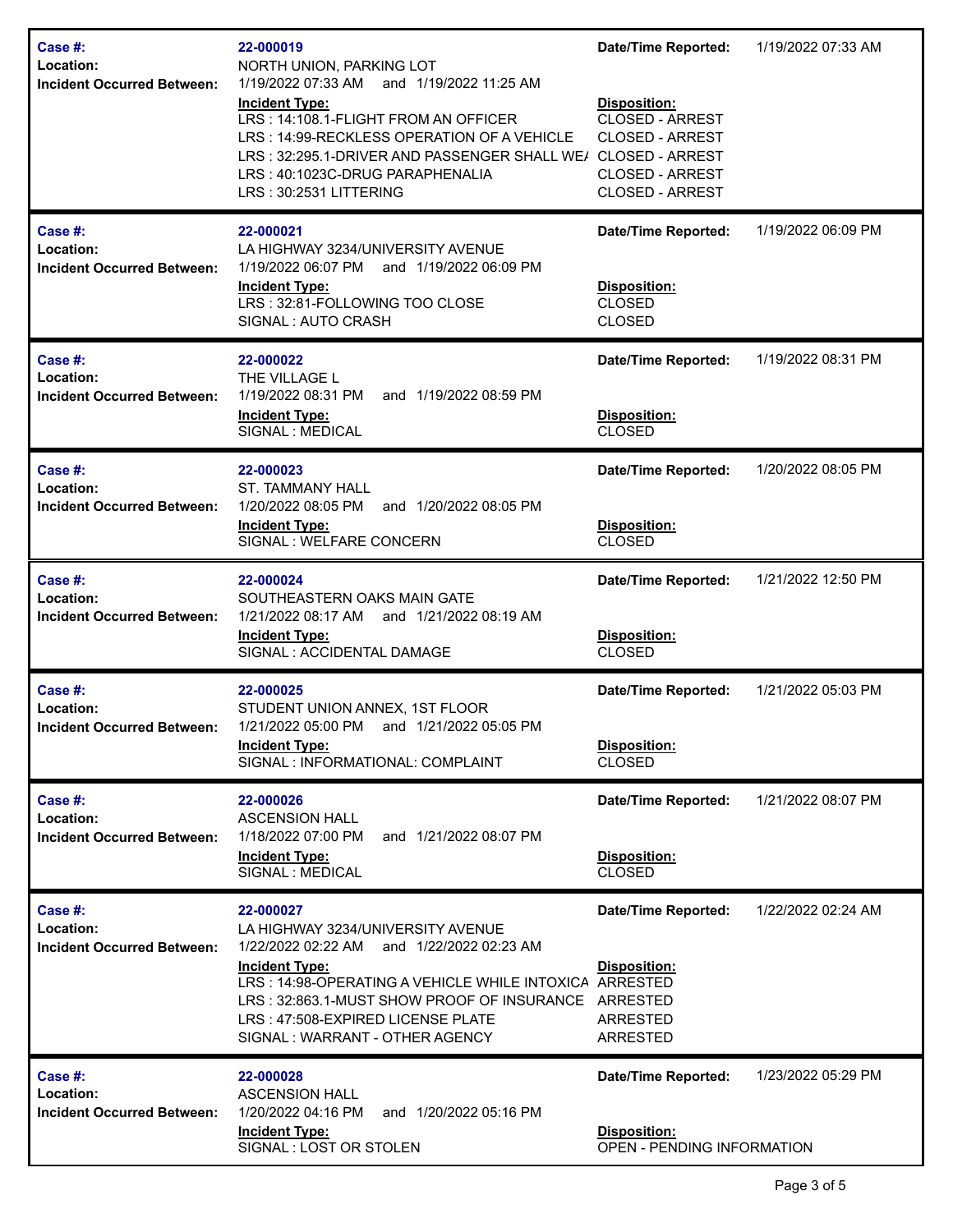| | | | |
|---|---|---|---|
| **Case #:** | **22-000019** | **Date/Time Reported:** | 1/19/2022 07:33 AM |
| **Location:** | NORTH UNION, PARKING LOT | | |
| **Incident Occurred Between:** | 1/19/2022 07:33 AM and 1/19/2022 11:25 AM | | |
| | **Incident Type:** | **Disposition:** | |
| | LRS : 14:108.1-FLIGHT FROM AN OFFICER | CLOSED - ARREST | |
| | LRS : 14:99-RECKLESS OPERATION OF A VEHICLE | CLOSED - ARREST | |
| | LRS : 32:295.1-DRIVER AND PASSENGER SHALL WE/ | CLOSED - ARREST | |
| | LRS : 40:1023C-DRUG PARAPHENALIA | CLOSED - ARREST | |
| | LRS : 30:2531 LITTERING | CLOSED - ARREST | |

| | | | |
|---|---|---|---|
| **Case #:** | **22-000021** | **Date/Time Reported:** | 1/19/2022 06:09 PM |
| **Location:** | LA HIGHWAY 3234/UNIVERSITY AVENUE | | |
| **Incident Occurred Between:** | 1/19/2022 06:07 PM and 1/19/2022 06:09 PM | | |
| | **Incident Type:** | **Disposition:** | |
| | LRS : 32:81-FOLLOWING TOO CLOSE | CLOSED | |
| | SIGNAL : AUTO CRASH | CLOSED | |

| | | | |
|---|---|---|---|
| **Case #:** | **22-000022** | **Date/Time Reported:** | 1/19/2022 08:31 PM |
| **Location:** | THE VILLAGE L | | |
| **Incident Occurred Between:** | 1/19/2022 08:31 PM and 1/19/2022 08:59 PM | | |
| | **Incident Type:** | **Disposition:** | |
| | SIGNAL : MEDICAL | CLOSED | |

| | | | |
|---|---|---|---|
| **Case #:** | **22-000023** | **Date/Time Reported:** | 1/20/2022 08:05 PM |
| **Location:** | ST. TAMMANY HALL | | |
| **Incident Occurred Between:** | 1/20/2022 08:05 PM and 1/20/2022 08:05 PM | | |
| | **Incident Type:** | **Disposition:** | |
| | SIGNAL : WELFARE CONCERN | CLOSED | |

| | | | |
|---|---|---|---|
| **Case #:** | **22-000024** | **Date/Time Reported:** | 1/21/2022 12:50 PM |
| **Location:** | SOUTHEASTERN OAKS MAIN GATE | | |
| **Incident Occurred Between:** | 1/21/2022 08:17 AM and 1/21/2022 08:19 AM | | |
| | **Incident Type:** | **Disposition:** | |
| | SIGNAL : ACCIDENTAL DAMAGE | CLOSED | |

| | | | |
|---|---|---|---|
| **Case #:** | **22-000025** | **Date/Time Reported:** | 1/21/2022 05:03 PM |
| **Location:** | STUDENT UNION ANNEX, 1ST FLOOR | | |
| **Incident Occurred Between:** | 1/21/2022 05:00 PM and 1/21/2022 05:05 PM | | |
| | **Incident Type:** | **Disposition:** | |
| | SIGNAL : INFORMATIONAL: COMPLAINT | CLOSED | |

| | | | |
|---|---|---|---|
| **Case #:** | **22-000026** | **Date/Time Reported:** | 1/21/2022 08:07 PM |
| **Location:** | ASCENSION HALL | | |
| **Incident Occurred Between:** | 1/18/2022 07:00 PM and 1/21/2022 08:07 PM | | |
| | **Incident Type:** | **Disposition:** | |
| | SIGNAL : MEDICAL | CLOSED | |

| | | | |
|---|---|---|---|
| **Case #:** | **22-000027** | **Date/Time Reported:** | 1/22/2022 02:24 AM |
| **Location:** | LA HIGHWAY 3234/UNIVERSITY AVENUE | | |
| **Incident Occurred Between:** | 1/22/2022 02:22 AM and 1/22/2022 02:23 AM | | |
| | **Incident Type:** | **Disposition:** | |
| | LRS : 14:98-OPERATING A VEHICLE WHILE INTOXICA | ARRESTED | |
| | LRS : 32:863.1-MUST SHOW PROOF OF INSURANCE | ARRESTED | |
| | LRS : 47:508-EXPIRED LICENSE PLATE | ARRESTED | |
| | SIGNAL : WARRANT - OTHER AGENCY | ARRESTED | |

| | | | |
|---|---|---|---|
| **Case #:** | **22-000028** | **Date/Time Reported:** | 1/23/2022 05:29 PM |
| **Location:** | ASCENSION HALL | | |
| **Incident Occurred Between:** | 1/20/2022 04:16 PM and 1/20/2022 05:16 PM | | |
| | **Incident Type:** | **Disposition:** | |
| | SIGNAL : LOST OR STOLEN | OPEN - PENDING INFORMATION | |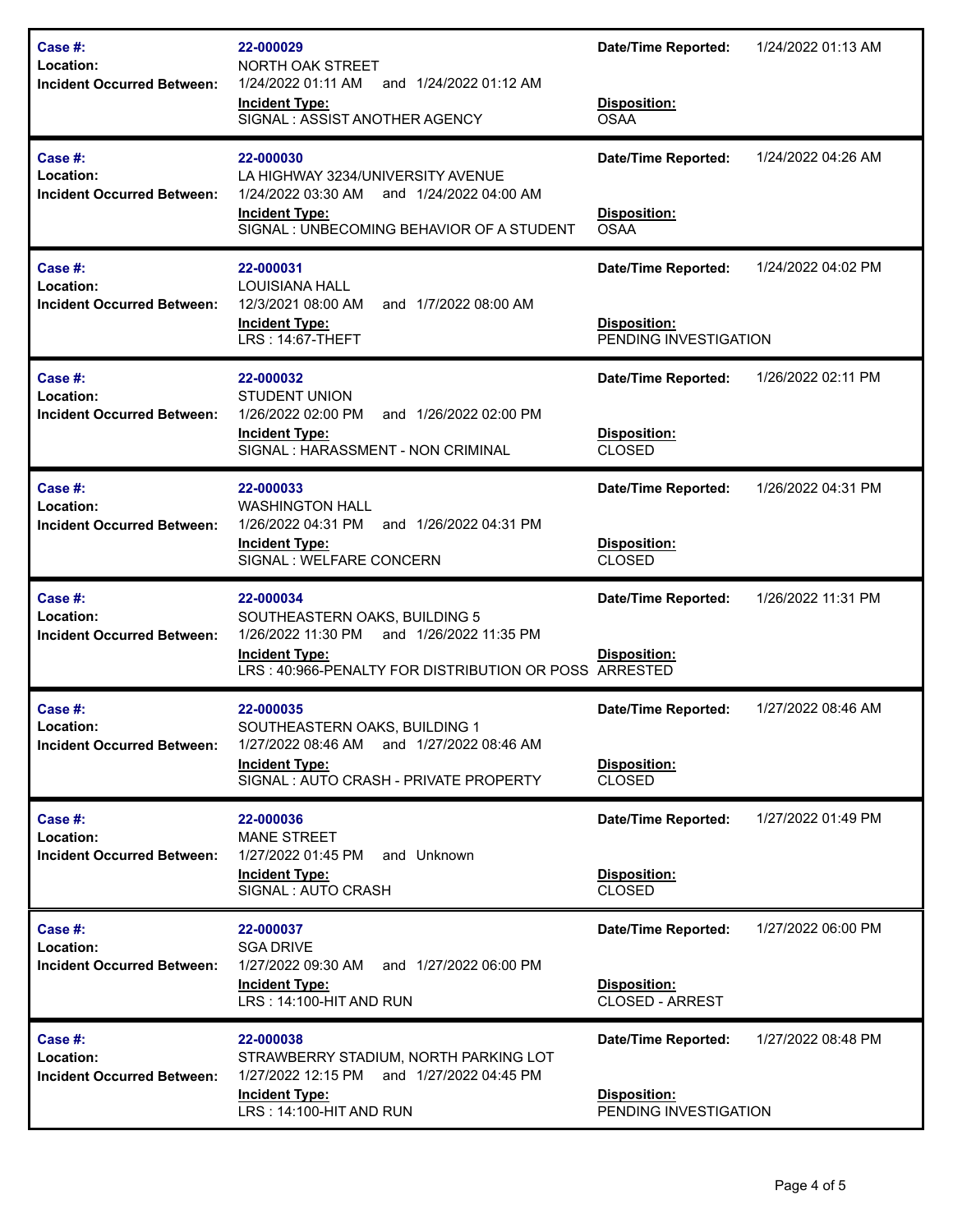| Case #: | Location: | Incident Occurred Between: | Incident Type: | Date/Time Reported: | Disposition: |
|---|---|---|---|---|---|
| 22-000029 | NORTH OAK STREET | 1/24/2022 01:11 AM and 1/24/2022 01:12 AM | SIGNAL : ASSIST ANOTHER AGENCY | 1/24/2022 01:13 AM | OSAA |
| 22-000030 | LA HIGHWAY 3234/UNIVERSITY AVENUE | 1/24/2022 03:30 AM and 1/24/2022 04:00 AM | SIGNAL : UNBECOMING BEHAVIOR OF A STUDENT | 1/24/2022 04:26 AM | OSAA |
| 22-000031 | LOUISIANA HALL | 12/3/2021 08:00 AM and 1/7/2022 08:00 AM | LRS : 14:67-THEFT | 1/24/2022 04:02 PM | PENDING INVESTIGATION |
| 22-000032 | STUDENT UNION | 1/26/2022 02:00 PM and 1/26/2022 02:00 PM | SIGNAL : HARASSMENT - NON CRIMINAL | 1/26/2022 02:11 PM | CLOSED |
| 22-000033 | WASHINGTON HALL | 1/26/2022 04:31 PM and 1/26/2022 04:31 PM | SIGNAL : WELFARE CONCERN | 1/26/2022 04:31 PM | CLOSED |
| 22-000034 | SOUTHEASTERN OAKS, BUILDING 5 | 1/26/2022 11:30 PM and 1/26/2022 11:35 PM | LRS : 40:966-PENALTY FOR DISTRIBUTION OR POSS | 1/26/2022 11:31 PM | ARRESTED |
| 22-000035 | SOUTHEASTERN OAKS, BUILDING 1 | 1/27/2022 08:46 AM and 1/27/2022 08:46 AM | SIGNAL : AUTO CRASH - PRIVATE PROPERTY | 1/27/2022 08:46 AM | CLOSED |
| 22-000036 | MANE STREET | 1/27/2022 01:45 PM and Unknown | SIGNAL : AUTO CRASH | 1/27/2022 01:49 PM | CLOSED |
| 22-000037 | SGA DRIVE | 1/27/2022 09:30 AM and 1/27/2022 06:00 PM | LRS : 14:100-HIT AND RUN | 1/27/2022 06:00 PM | CLOSED - ARREST |
| 22-000038 | STRAWBERRY STADIUM, NORTH PARKING LOT | 1/27/2022 12:15 PM and 1/27/2022 04:45 PM | LRS : 14:100-HIT AND RUN | 1/27/2022 08:48 PM | PENDING INVESTIGATION |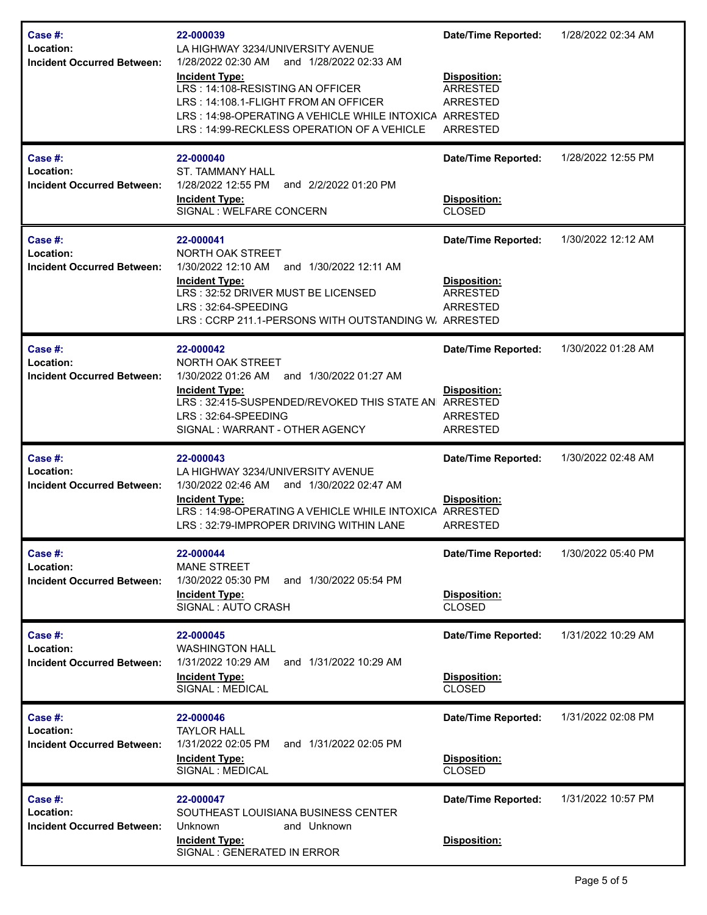| | | | |
|---|---|---|---|
| **Case #:** | **22-000039** | **Date/Time Reported:** | 1/28/2022 02:34 AM |
| **Location:** | LA HIGHWAY 3234/UNIVERSITY AVENUE | | |
| **Incident Occurred Between:** | 1/28/2022 02:30 AM and 1/28/2022 02:33 AM | | |
| | **Incident Type:** | **Disposition:** | |
| | LRS : 14:108-RESISTING AN OFFICER | ARRESTED | |
| | LRS : 14:108.1-FLIGHT FROM AN OFFICER | ARRESTED | |
| | LRS : 14:98-OPERATING A VEHICLE WHILE INTOXICA | ARRESTED | |
| | LRS : 14:99-RECKLESS OPERATION OF A VEHICLE | ARRESTED | |

| | | | |
|---|---|---|---|
| **Case #:** | **22-000040** | **Date/Time Reported:** | 1/28/2022 12:55 PM |
| **Location:** | ST. TAMMANY HALL | | |
| **Incident Occurred Between:** | 1/28/2022 12:55 PM and 2/2/2022 01:20 PM | | |
| | **Incident Type:** | **Disposition:** | |
| | SIGNAL : WELFARE CONCERN | CLOSED | |

| | | | |
|---|---|---|---|
| **Case #:** | **22-000041** | **Date/Time Reported:** | 1/30/2022 12:12 AM |
| **Location:** | NORTH OAK STREET | | |
| **Incident Occurred Between:** | 1/30/2022 12:10 AM and 1/30/2022 12:11 AM | | |
| | **Incident Type:** | **Disposition:** | |
| | LRS : 32:52 DRIVER MUST BE LICENSED | ARRESTED | |
| | LRS : 32:64-SPEEDING | ARRESTED | |
| | LRS : CCRP 211.1-PERSONS WITH OUTSTANDING W. | ARRESTED | |

| | | | |
|---|---|---|---|
| **Case #:** | **22-000042** | **Date/Time Reported:** | 1/30/2022 01:28 AM |
| **Location:** | NORTH OAK STREET | | |
| **Incident Occurred Between:** | 1/30/2022 01:26 AM and 1/30/2022 01:27 AM | | |
| | **Incident Type:** | **Disposition:** | |
| | LRS : 32:415-SUSPENDED/REVOKED THIS STATE AN | ARRESTED | |
| | LRS : 32:64-SPEEDING | ARRESTED | |
| | SIGNAL : WARRANT - OTHER AGENCY | ARRESTED | |

| | | | |
|---|---|---|---|
| **Case #:** | **22-000043** | **Date/Time Reported:** | 1/30/2022 02:48 AM |
| **Location:** | LA HIGHWAY 3234/UNIVERSITY AVENUE | | |
| **Incident Occurred Between:** | 1/30/2022 02:46 AM and 1/30/2022 02:47 AM | | |
| | **Incident Type:** | **Disposition:** | |
| | LRS : 14:98-OPERATING A VEHICLE WHILE INTOXICA | ARRESTED | |
| | LRS : 32:79-IMPROPER DRIVING WITHIN LANE | ARRESTED | |

| | | | |
|---|---|---|---|
| **Case #:** | **22-000044** | **Date/Time Reported:** | 1/30/2022 05:40 PM |
| **Location:** | MANE STREET | | |
| **Incident Occurred Between:** | 1/30/2022 05:30 PM and 1/30/2022 05:54 PM | | |
| | **Incident Type:** | **Disposition:** | |
| | SIGNAL : AUTO CRASH | CLOSED | |

| | | | |
|---|---|---|---|
| **Case #:** | **22-000045** | **Date/Time Reported:** | 1/31/2022 10:29 AM |
| **Location:** | WASHINGTON HALL | | |
| **Incident Occurred Between:** | 1/31/2022 10:29 AM and 1/31/2022 10:29 AM | | |
| | **Incident Type:** | **Disposition:** | |
| | SIGNAL : MEDICAL | CLOSED | |

| | | | |
|---|---|---|---|
| **Case #:** | **22-000046** | **Date/Time Reported:** | 1/31/2022 02:08 PM |
| **Location:** | TAYLOR HALL | | |
| **Incident Occurred Between:** | 1/31/2022 02:05 PM and 1/31/2022 02:05 PM | | |
| | **Incident Type:** | **Disposition:** | |
| | SIGNAL : MEDICAL | CLOSED | |

| | | | |
|---|---|---|---|
| **Case #:** | **22-000047** | **Date/Time Reported:** | 1/31/2022 10:57 PM |
| **Location:** | SOUTHEAST LOUISIANA BUSINESS CENTER | | |
| **Incident Occurred Between:** | Unknown and Unknown | | |
| | **Incident Type:** | **Disposition:** | |
| | SIGNAL : GENERATED IN ERROR | | |